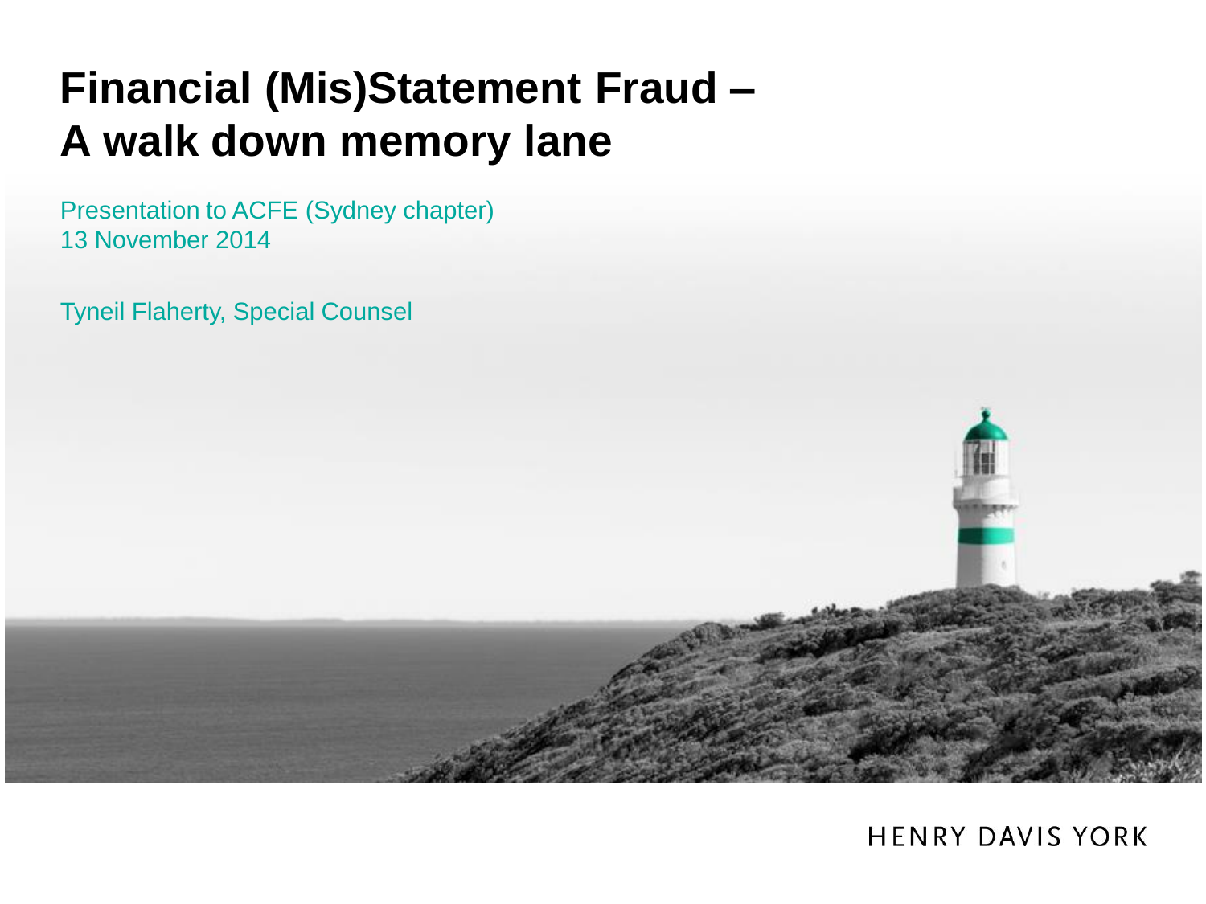# Financial (Mis)Statement Fraud – A walk down memory lane

Presentation to ACFE (Sydney chapter)
13 November 2014

Tyneil Flaherty, Special Counsel

HENRY DAVIS YORK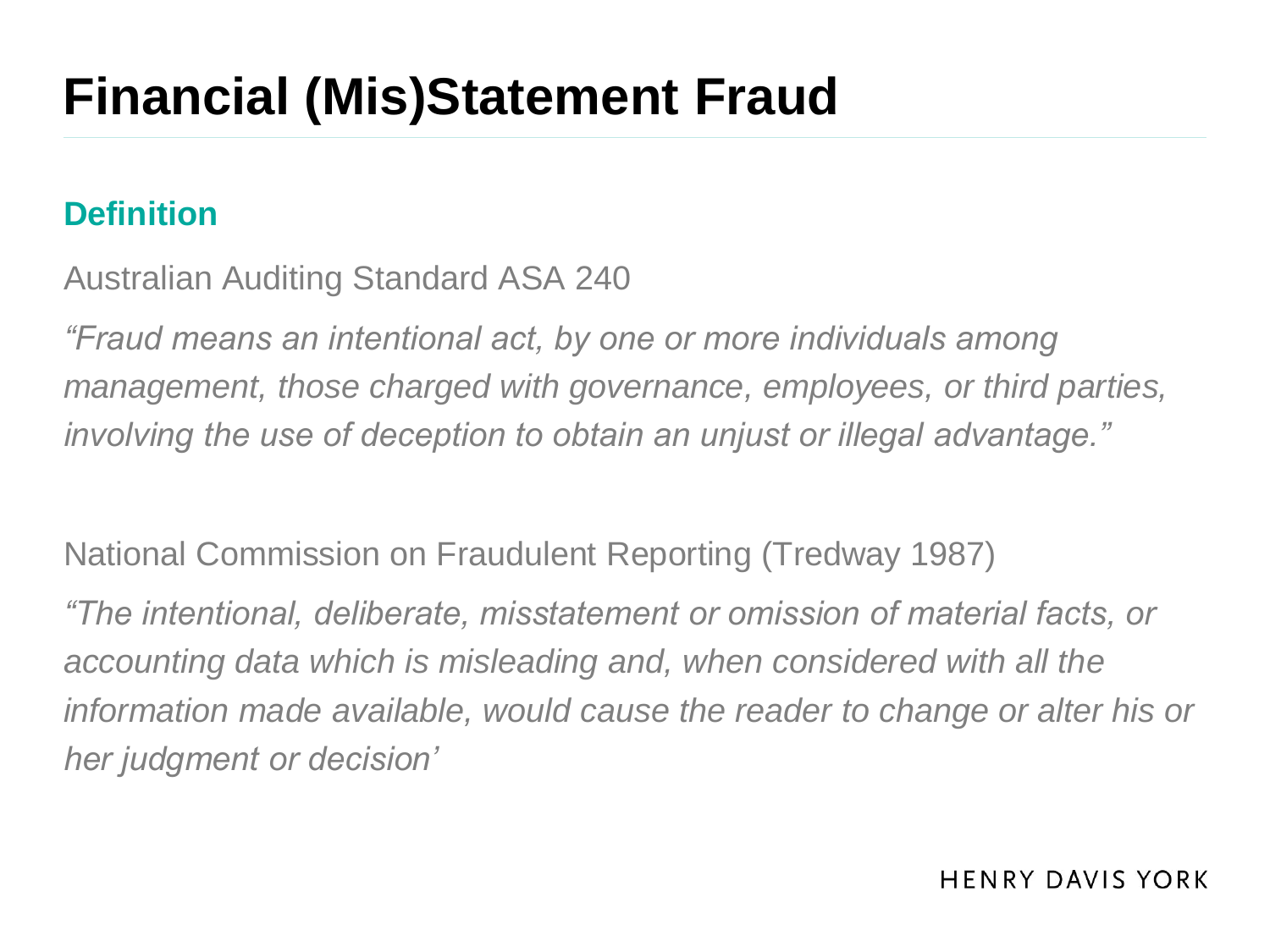# Financial (Mis)Statement Fraud

## Definition

Australian Auditing Standard ASA 240

*"Fraud means an intentional act, by one or more individuals among management, those charged with governance, employees, or third parties, involving the use of deception to obtain an unjust or illegal advantage."*

National Commission on Fraudulent Reporting (Tredway 1987)

*"The intentional, deliberate, misstatement or omission of material facts, or accounting data which is misleading and, when considered with all the information made available, would cause the reader to change or alter his or her judgment or decision'*

HENRY DAVIS YORK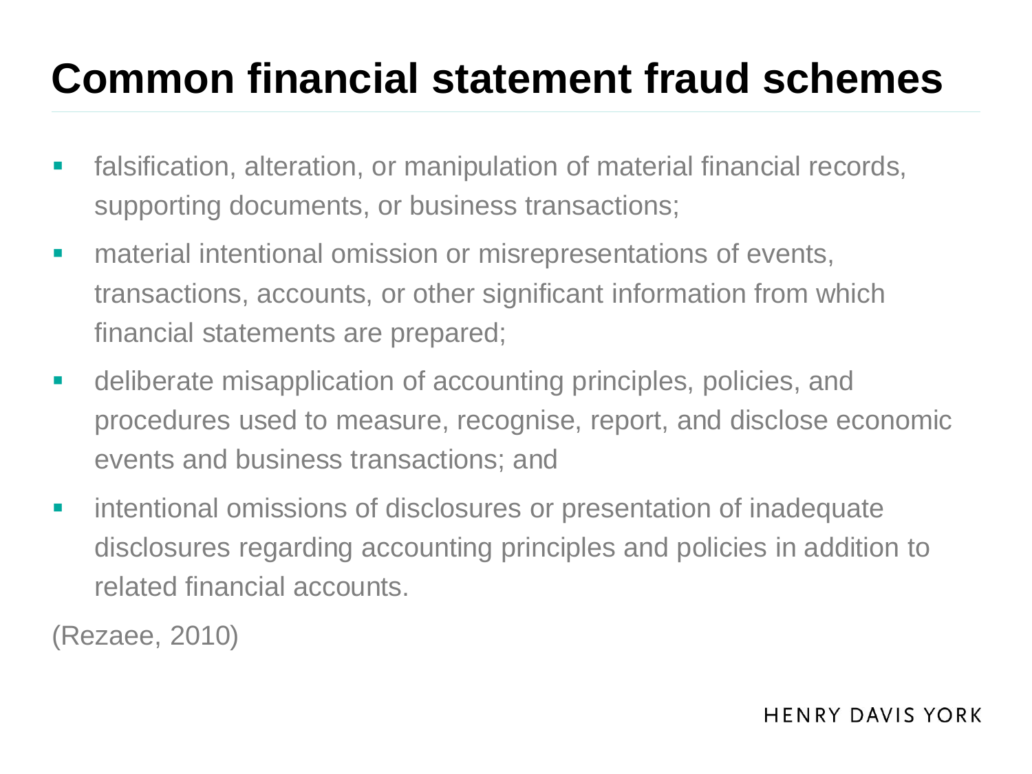# Common financial statement fraud schemes

- falsification, alteration, or manipulation of material financial records, supporting documents, or business transactions;
- material intentional omission or misrepresentations of events, transactions, accounts, or other significant information from which financial statements are prepared;
- deliberate misapplication of accounting principles, policies, and procedures used to measure, recognise, report, and disclose economic events and business transactions; and
- intentional omissions of disclosures or presentation of inadequate disclosures regarding accounting principles and policies in addition to related financial accounts.

(Rezaee, 2010)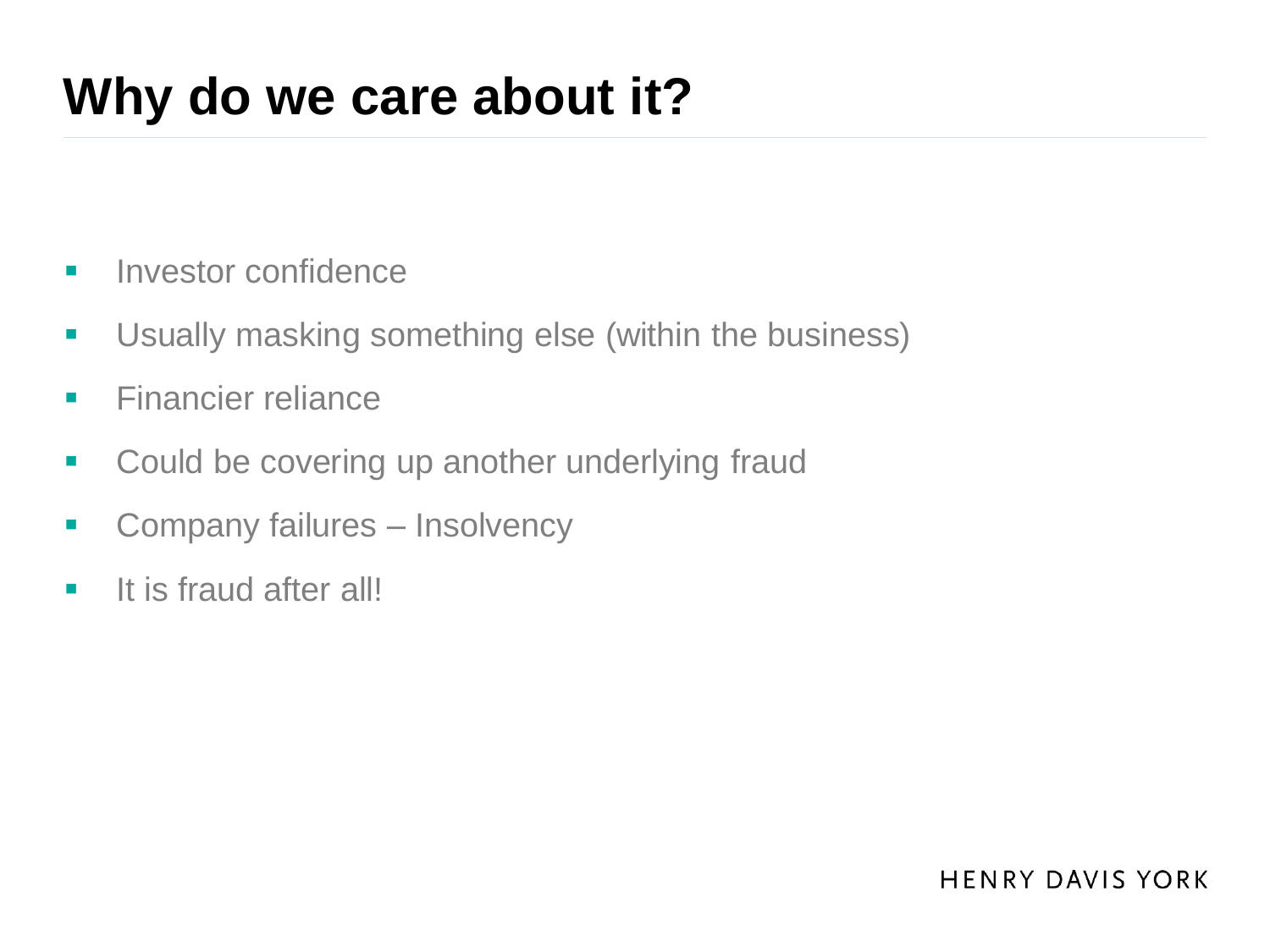# Why do we care about it?

- Investor confidence
- Usually masking something else (within the business)
- Financier reliance
- Could be covering up another underlying fraud
- Company failures – Insolvency
- It is fraud after all!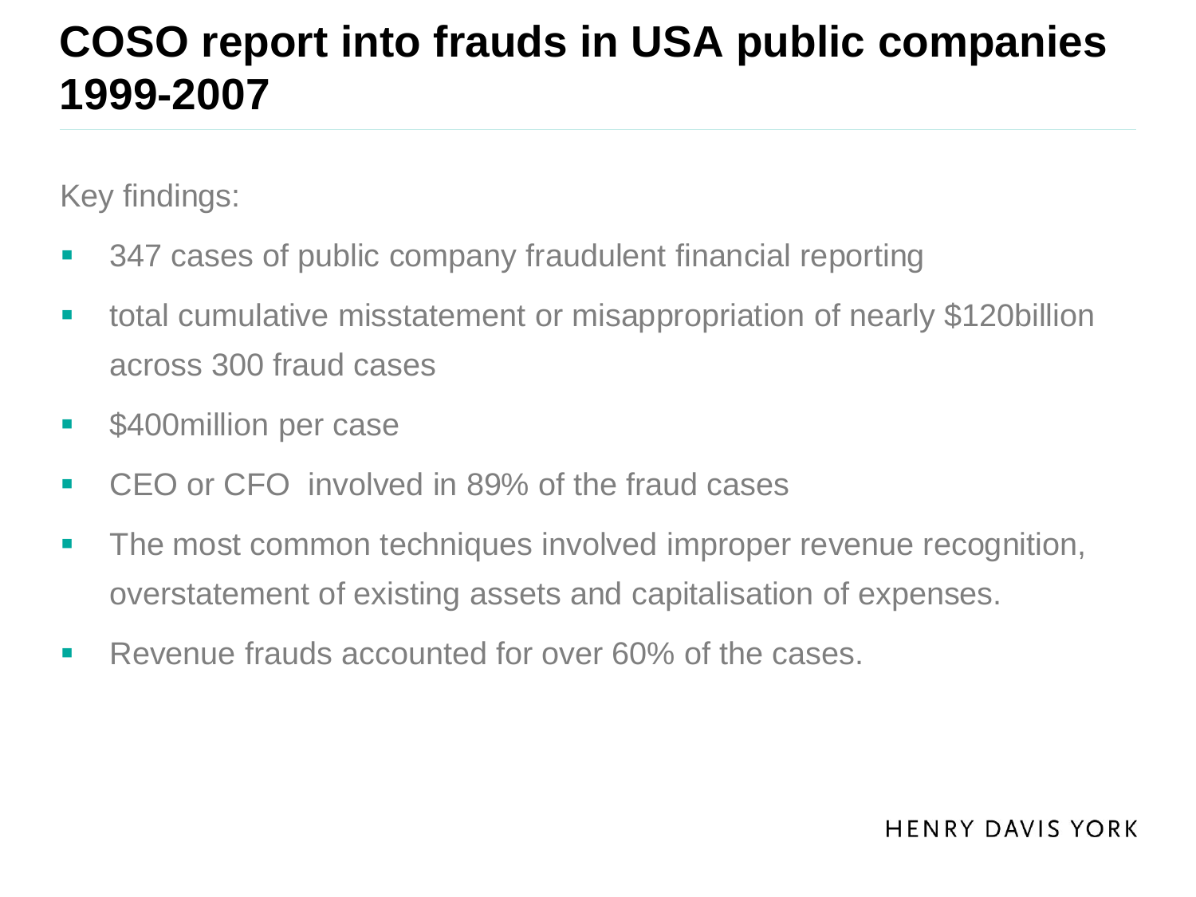# COSO report into frauds in USA public companies 1999-2007

Key findings:

- 347 cases of public company fraudulent financial reporting
- total cumulative misstatement or misappropriation of nearly $120billion across 300 fraud cases
- $400million per case
- CEO or CFO involved in 89% of the fraud cases
- The most common techniques involved improper revenue recognition, overstatement of existing assets and capitalisation of expenses.
- Revenue frauds accounted for over 60% of the cases.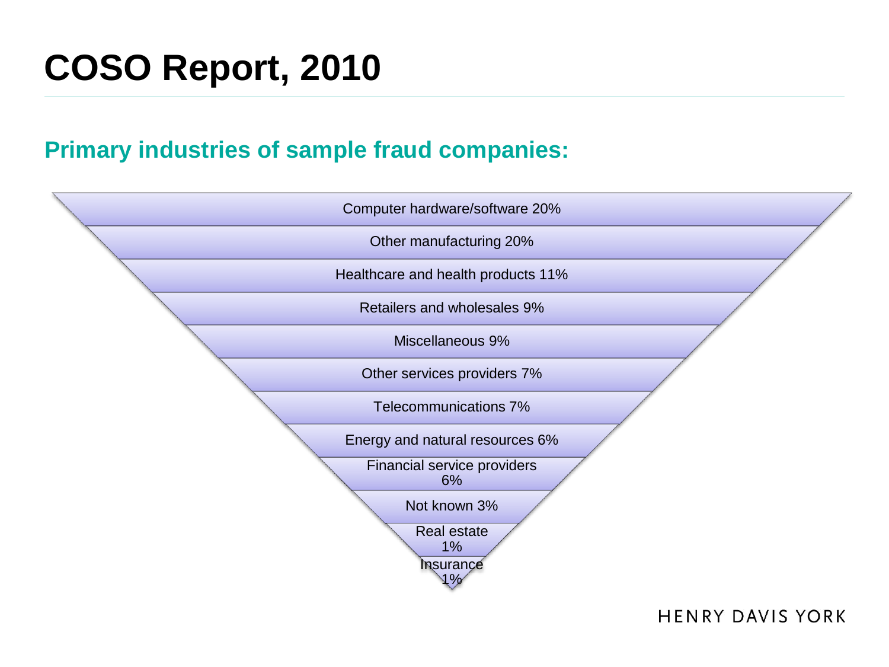# COSO Report, 2010

## Primary industries of sample fraud companies:

- Computer hardware/software 20%
- Other manufacturing 20%
- Healthcare and health products 11%
- Retailers and wholesales 9%
- Miscellaneous 9%
- Other services providers 7%
- Telecommunications 7%
- Energy and natural resources 6%
- Financial service providers 6%
- Not known 3%
- Real estate 1%
- Insurance 1%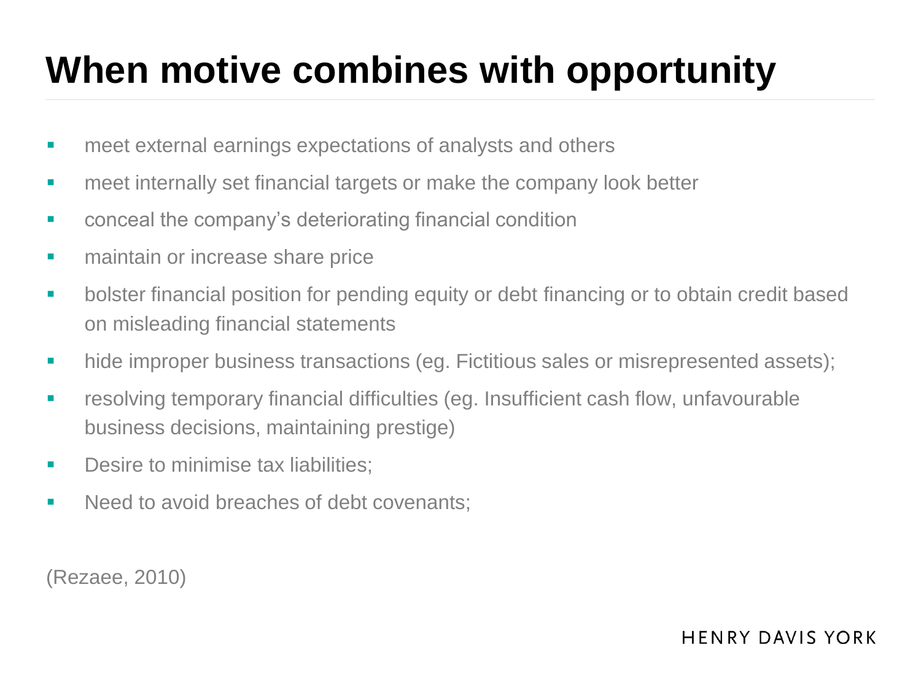# When motive combines with opportunity

- meet external earnings expectations of analysts and others
- meet internally set financial targets or make the company look better
- conceal the company's deteriorating financial condition
- maintain or increase share price
- bolster financial position for pending equity or debt financing or to obtain credit based on misleading financial statements
- hide improper business transactions (eg. Fictitious sales or misrepresented assets);
- resolving temporary financial difficulties (eg. Insufficient cash flow, unfavourable business decisions, maintaining prestige)
- Desire to minimise tax liabilities;
- Need to avoid breaches of debt covenants;

(Rezaee, 2010)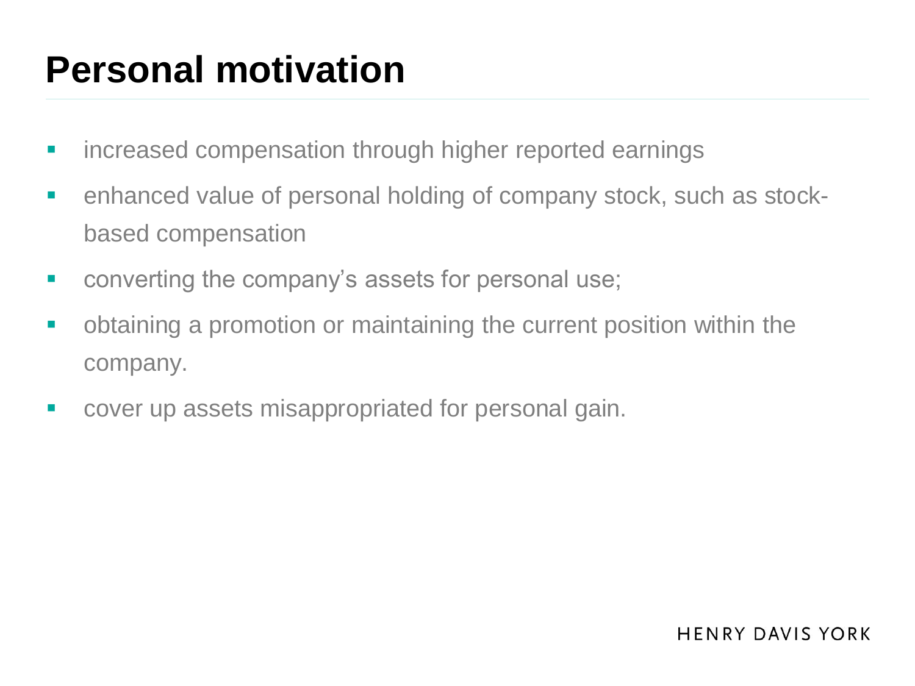# Personal motivation

- increased compensation through higher reported earnings
- enhanced value of personal holding of company stock, such as stock-based compensation
- converting the company's assets for personal use;
- obtaining a promotion or maintaining the current position within the company.
- cover up assets misappropriated for personal gain.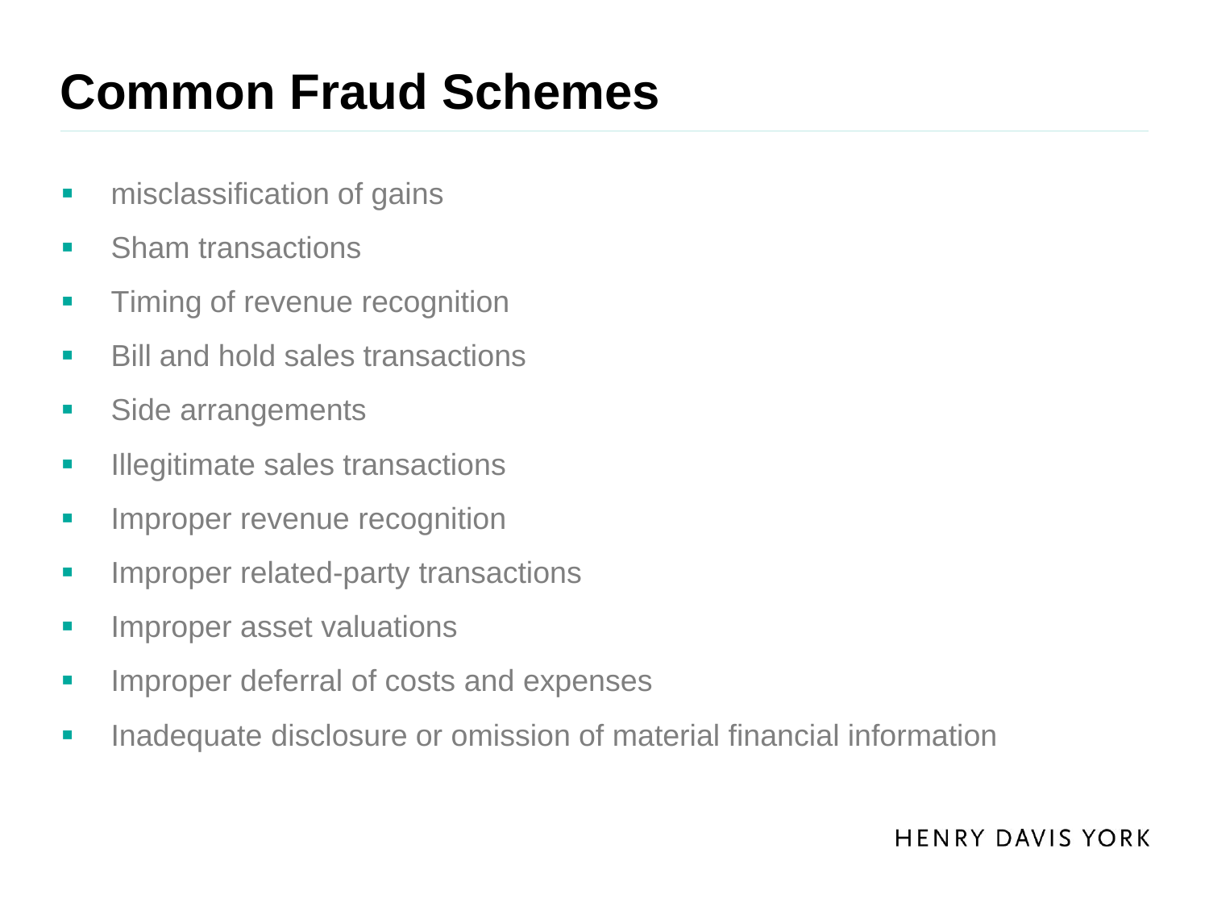# Common Fraud Schemes

- misclassification of gains
- Sham transactions
- Timing of revenue recognition
- Bill and hold sales transactions
- Side arrangements
- Illegitimate sales transactions
- Improper revenue recognition
- Improper related-party transactions
- Improper asset valuations
- Improper deferral of costs and expenses
- Inadequate disclosure or omission of material financial information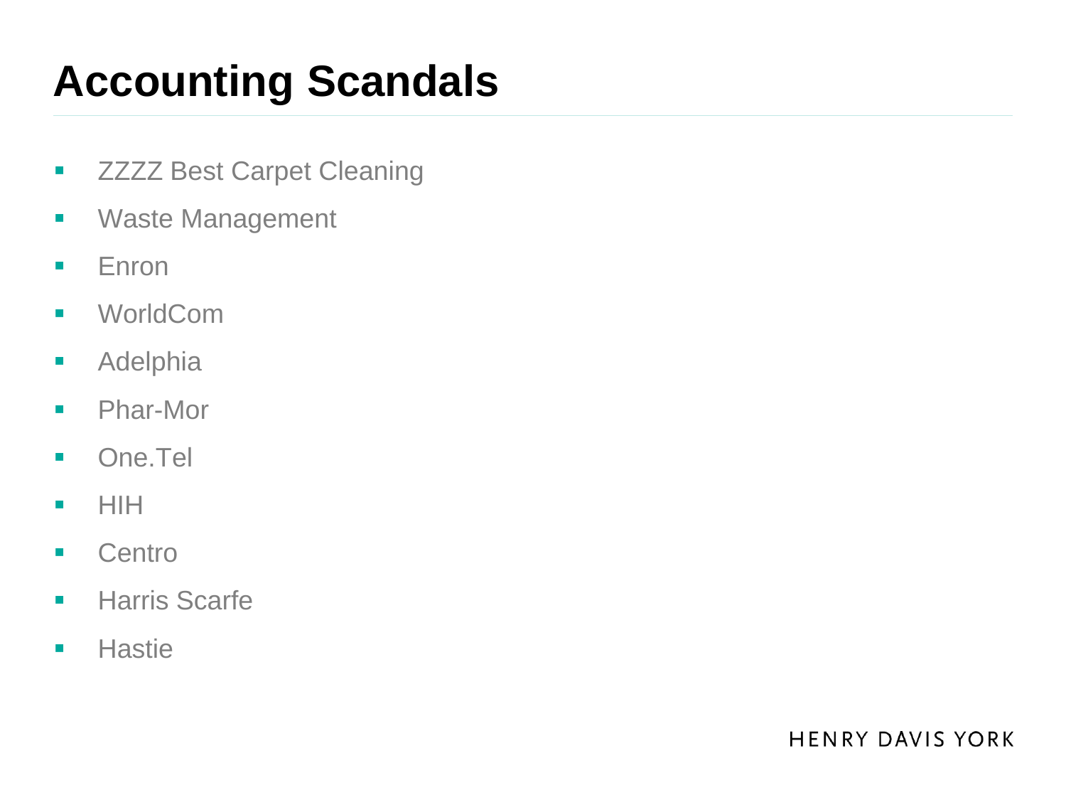# Accounting Scandals

- ZZZZ Best Carpet Cleaning
- Waste Management
- Enron
- WorldCom
- Adelphia
- Phar-Mor
- One.Tel
- HIH
- Centro
- Harris Scarfe
- Hastie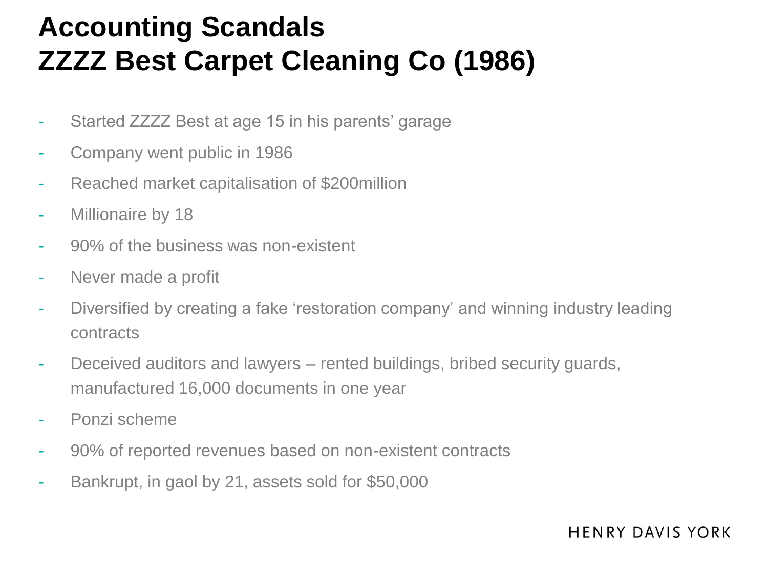# Accounting Scandals
# ZZZZ Best Carpet Cleaning Co (1986)

- Started ZZZZ Best at age 15 in his parents' garage
- Company went public in 1986
- Reached market capitalisation of $200million
- Millionaire by 18
- 90% of the business was non-existent
- Never made a profit
- Diversified by creating a fake 'restoration company' and winning industry leading contracts
- Deceived auditors and lawyers – rented buildings, bribed security guards, manufactured 16,000 documents in one year
- Ponzi scheme
- 90% of reported revenues based on non-existent contracts
- Bankrupt, in gaol by 21, assets sold for $50,000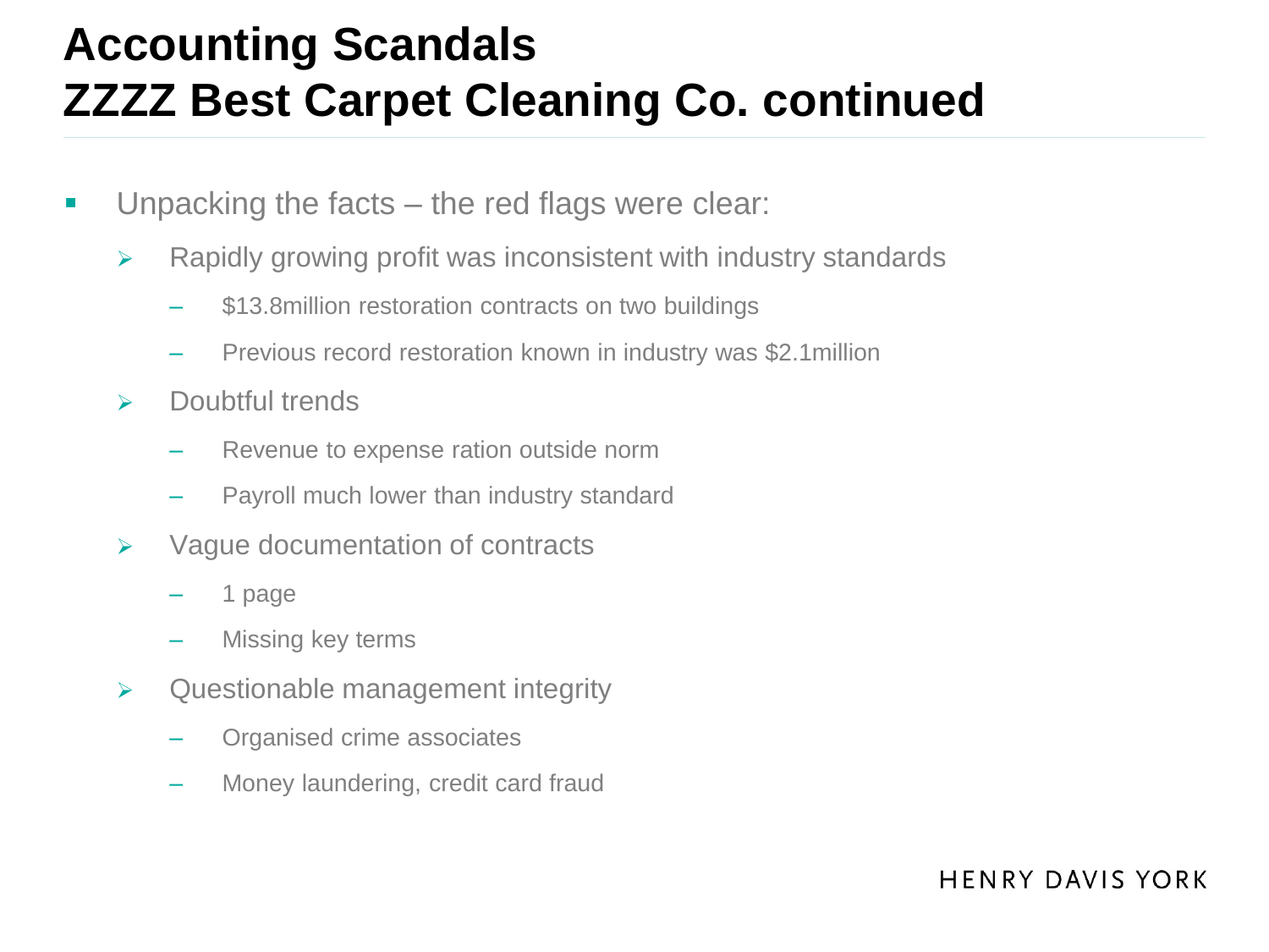# Accounting Scandals
# ZZZZ Best Carpet Cleaning Co. continued

- Unpacking the facts – the red flags were clear:
  - Rapidly growing profit was inconsistent with industry standards
    - $13.8million restoration contracts on two buildings
    - Previous record restoration known in industry was $2.1million
  - Doubtful trends
    - Revenue to expense ration outside norm
    - Payroll much lower than industry standard
  - Vague documentation of contracts
    - 1 page
    - Missing key terms
  - Questionable management integrity
    - Organised crime associates
    - Money laundering, credit card fraud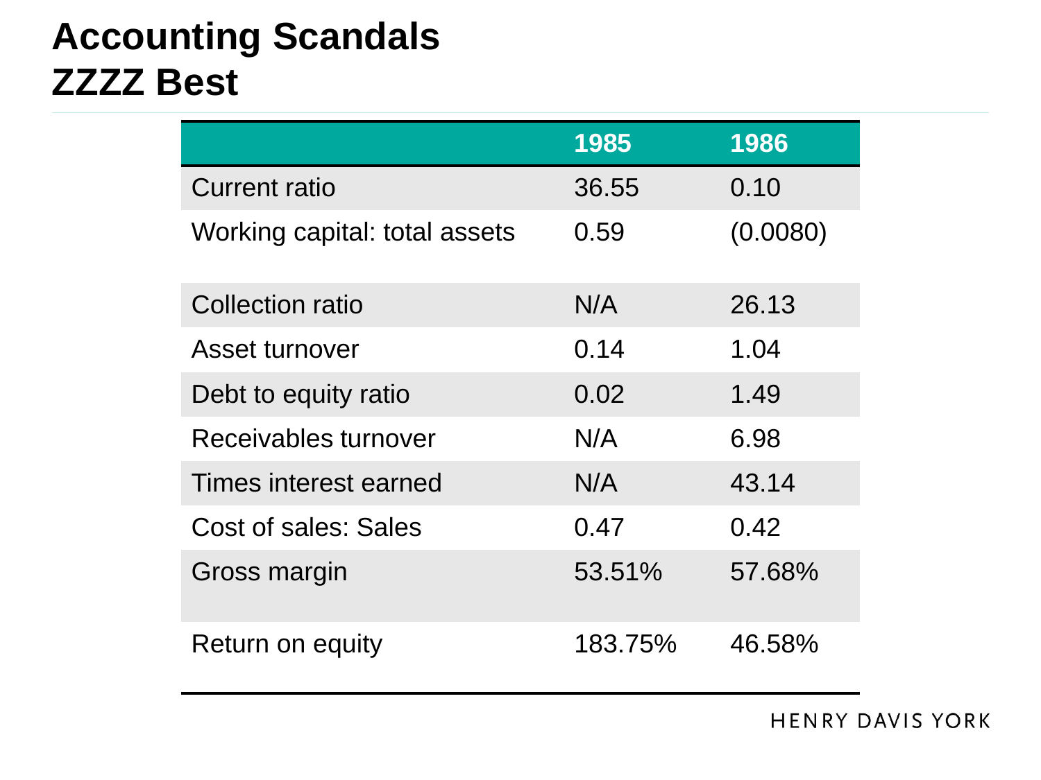# Accounting Scandals
# ZZZZ Best

| | 1985 | 1986 |
|---|---|---|
| Current ratio | 36.55 | 0.10 |
| Working capital: total assets | 0.59 | (0.0080) |
| Collection ratio | N/A | 26.13 |
| Asset turnover | 0.14 | 1.04 |
| Debt to equity ratio | 0.02 | 1.49 |
| Receivables turnover | N/A | 6.98 |
| Times interest earned | N/A | 43.14 |
| Cost of sales: Sales | 0.47 | 0.42 |
| Gross margin | 53.51% | 57.68% |
| Return on equity | 183.75% | 46.58% |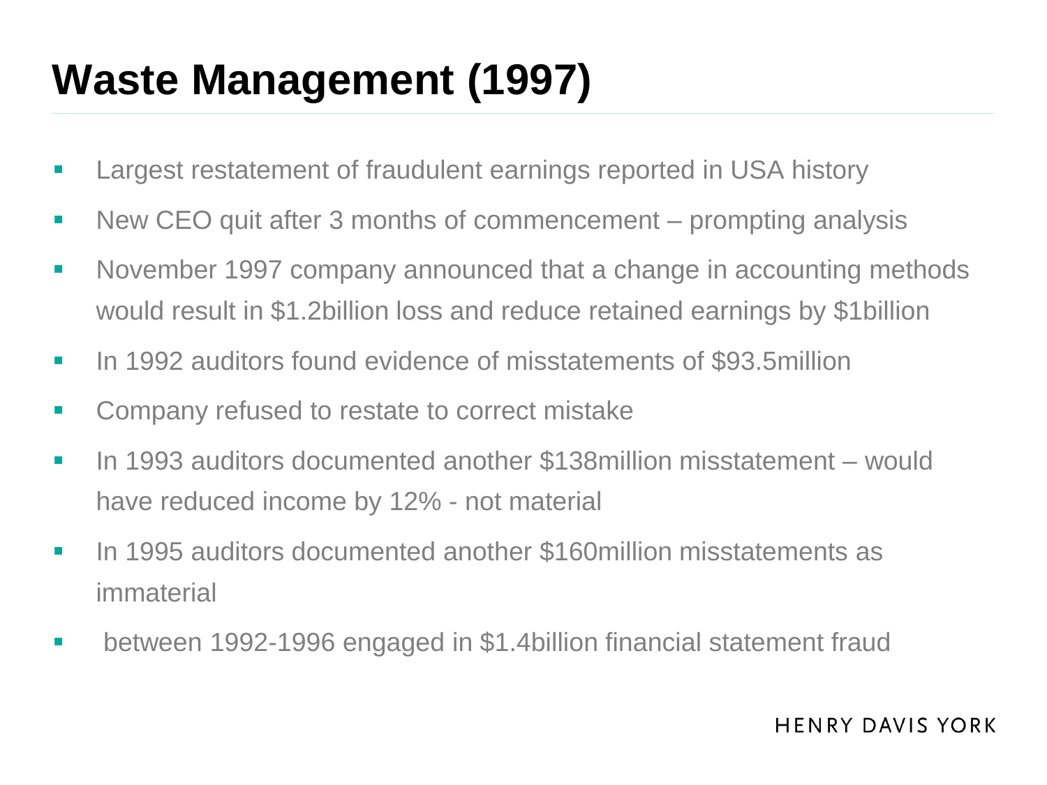# Waste Management (1997)

- Largest restatement of fraudulent earnings reported in USA history
- New CEO quit after 3 months of commencement – prompting analysis
- November 1997 company announced that a change in accounting methods would result in $1.2billion loss and reduce retained earnings by $1billion
- In 1992 auditors found evidence of misstatements of $93.5million
- Company refused to restate to correct mistake
- In 1993 auditors documented another $138million misstatement – would have reduced income by 12% - not material
- In 1995 auditors documented another $160million misstatements as immaterial
- between 1992-1996 engaged in $1.4billion financial statement fraud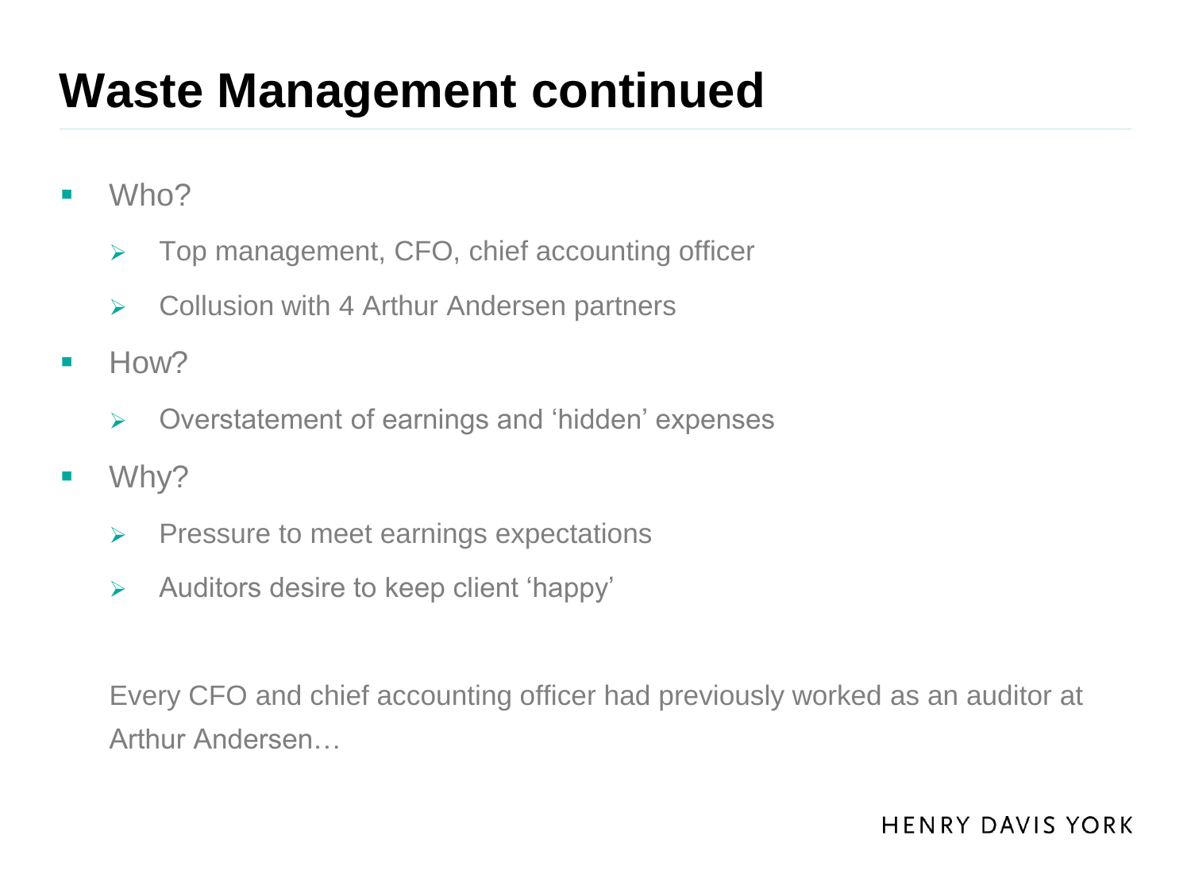# Waste Management continued

- Who?
  - Top management, CFO, chief accounting officer
  - Collusion with 4 Arthur Andersen partners
- How?
  - Overstatement of earnings and 'hidden' expenses
- Why?
  - Pressure to meet earnings expectations
  - Auditors desire to keep client 'happy'

Every CFO and chief accounting officer had previously worked as an auditor at Arthur Andersen…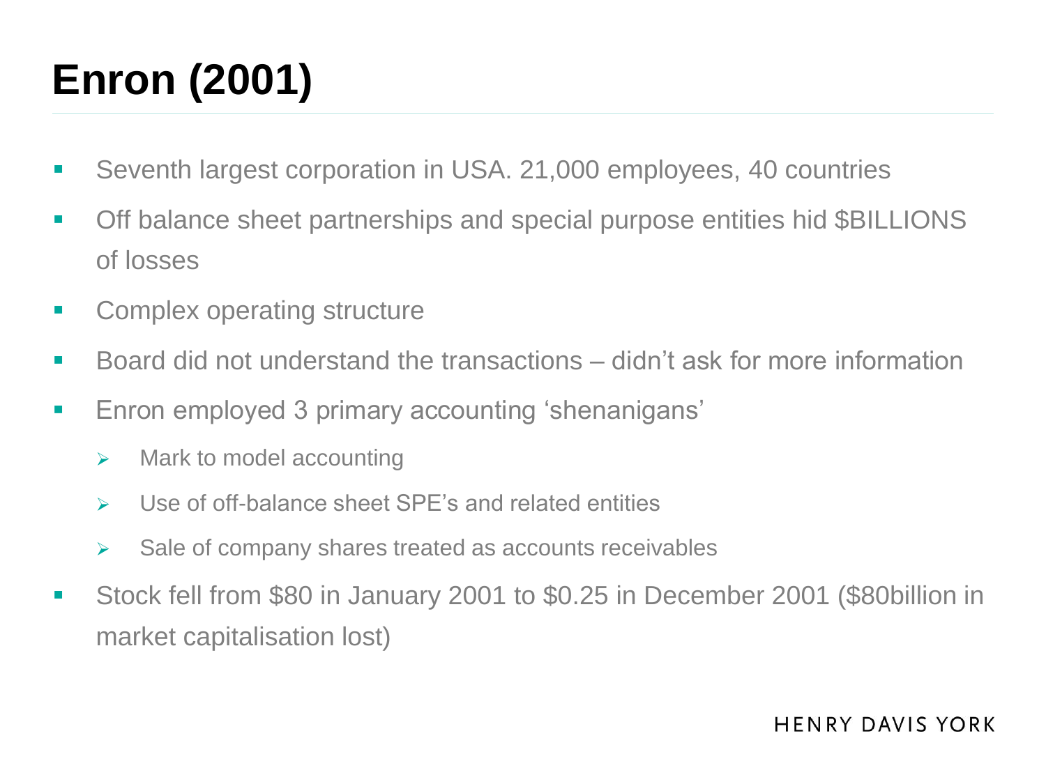# Enron (2001)

- Seventh largest corporation in USA. 21,000 employees, 40 countries
- Off balance sheet partnerships and special purpose entities hid $BILLIONS of losses
- Complex operating structure
- Board did not understand the transactions – didn't ask for more information
- Enron employed 3 primary accounting 'shenanigans'
  - Mark to model accounting
  - Use of off-balance sheet SPE's and related entities
  - Sale of company shares treated as accounts receivables
- Stock fell from $80 in January 2001 to $0.25 in December 2001 ($80billion in market capitalisation lost)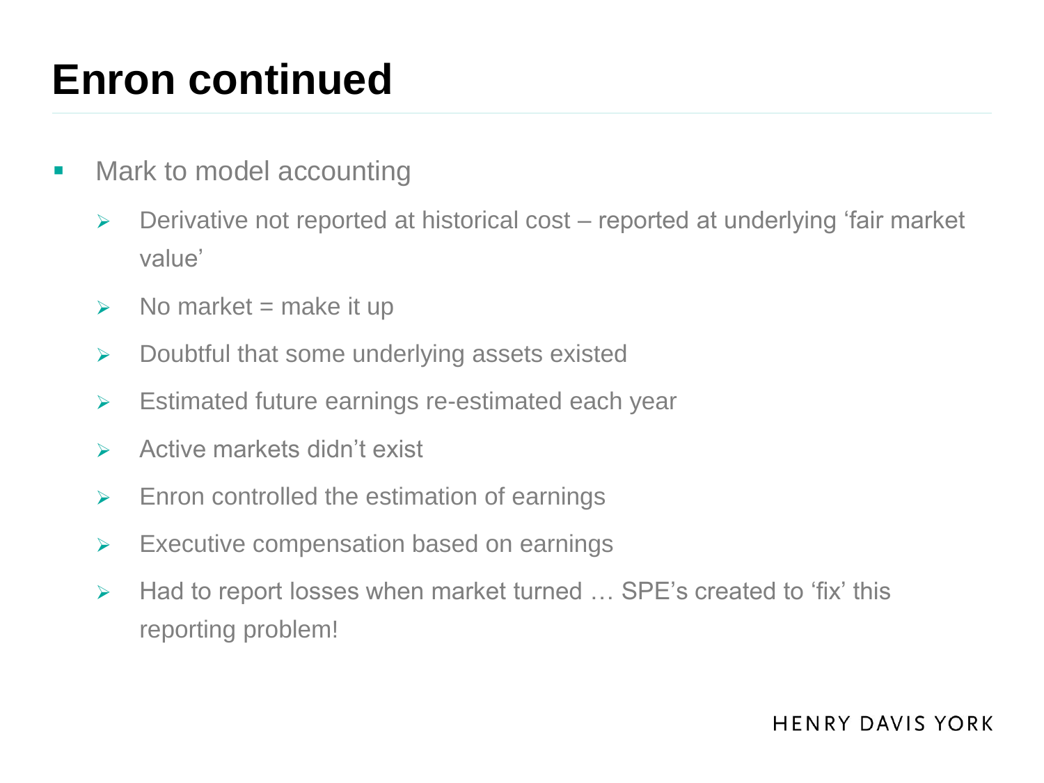# Enron continued

- Mark to model accounting
  - Derivative not reported at historical cost – reported at underlying ‘fair market value’
  - No market = make it up
  - Doubtful that some underlying assets existed
  - Estimated future earnings re-estimated each year
  - Active markets didn’t exist
  - Enron controlled the estimation of earnings
  - Executive compensation based on earnings
  - Had to report losses when market turned … SPE’s created to ‘fix’ this reporting problem!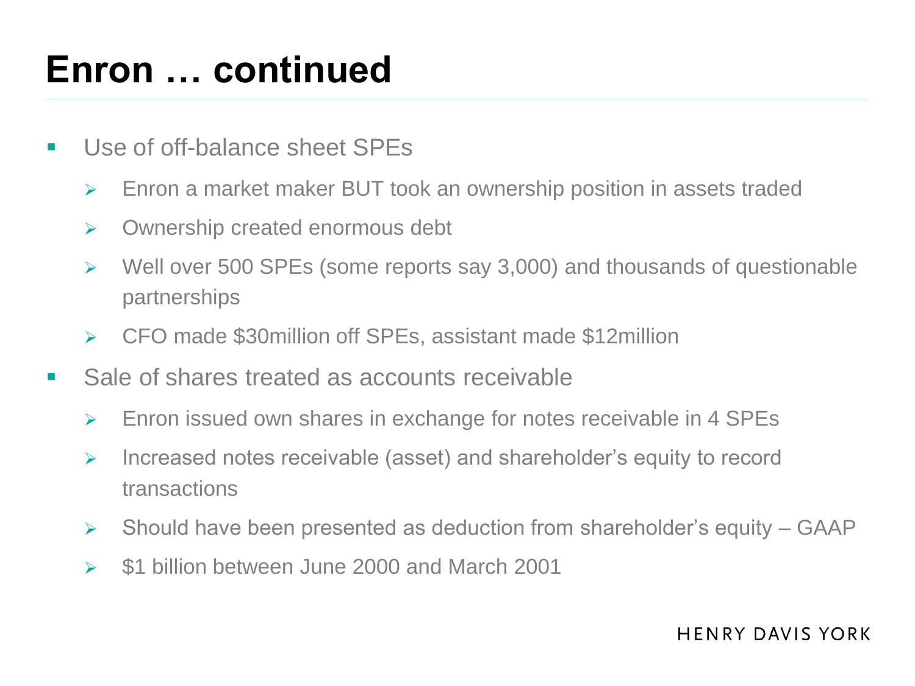# Enron … continued

- Use of off-balance sheet SPEs
  - Enron a market maker BUT took an ownership position in assets traded
  - Ownership created enormous debt
  - Well over 500 SPEs (some reports say 3,000) and thousands of questionable partnerships
  - CFO made $30million off SPEs, assistant made $12million
- Sale of shares treated as accounts receivable
  - Enron issued own shares in exchange for notes receivable in 4 SPEs
  - Increased notes receivable (asset) and shareholder's equity to record transactions
  - Should have been presented as deduction from shareholder's equity – GAAP
  - $1 billion between June 2000 and March 2001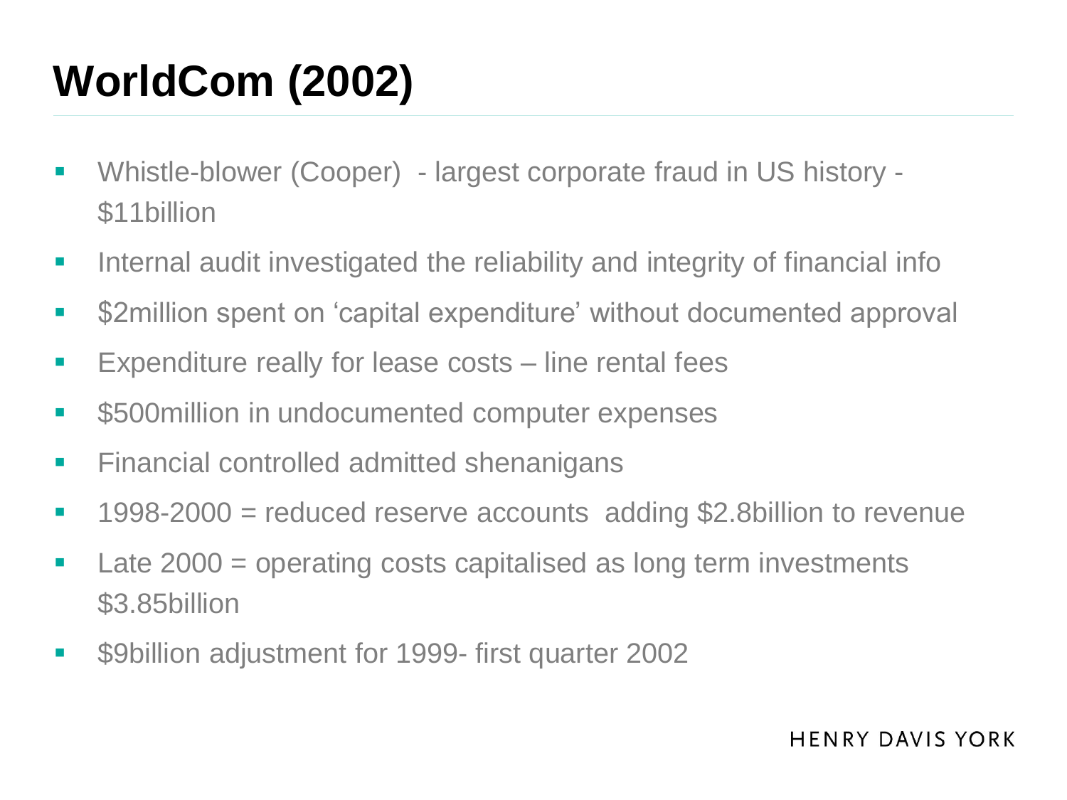# WorldCom (2002)

- Whistle-blower (Cooper) - largest corporate fraud in US history - $11billion
- Internal audit investigated the reliability and integrity of financial info
- $2million spent on 'capital expenditure' without documented approval
- Expenditure really for lease costs – line rental fees
- $500million in undocumented computer expenses
- Financial controlled admitted shenanigans
- 1998-2000 = reduced reserve accounts adding $2.8billion to revenue
- Late 2000 = operating costs capitalised as long term investments $3.85billion
- $9billion adjustment for 1999- first quarter 2002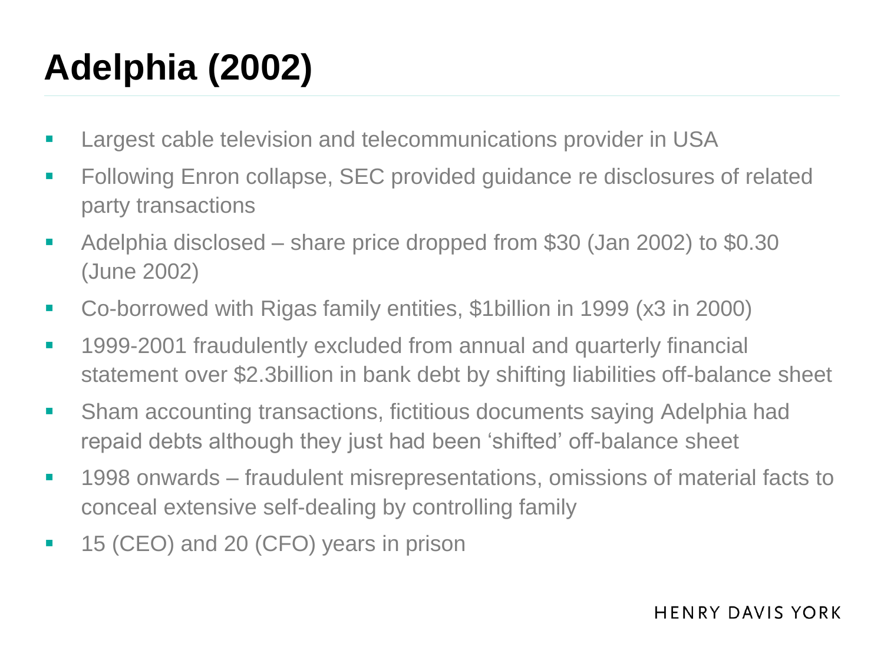# Adelphia (2002)

- Largest cable television and telecommunications provider in USA
- Following Enron collapse, SEC provided guidance re disclosures of related party transactions
- Adelphia disclosed – share price dropped from $30 (Jan 2002) to $0.30 (June 2002)
- Co-borrowed with Rigas family entities, $1billion in 1999 (x3 in 2000)
- 1999-2001 fraudulently excluded from annual and quarterly financial statement over $2.3billion in bank debt by shifting liabilities off-balance sheet
- Sham accounting transactions, fictitious documents saying Adelphia had repaid debts although they just had been ‘shifted’ off-balance sheet
- 1998 onwards – fraudulent misrepresentations, omissions of material facts to conceal extensive self-dealing by controlling family
- 15 (CEO) and 20 (CFO) years in prison

HENRY DAVIS YORK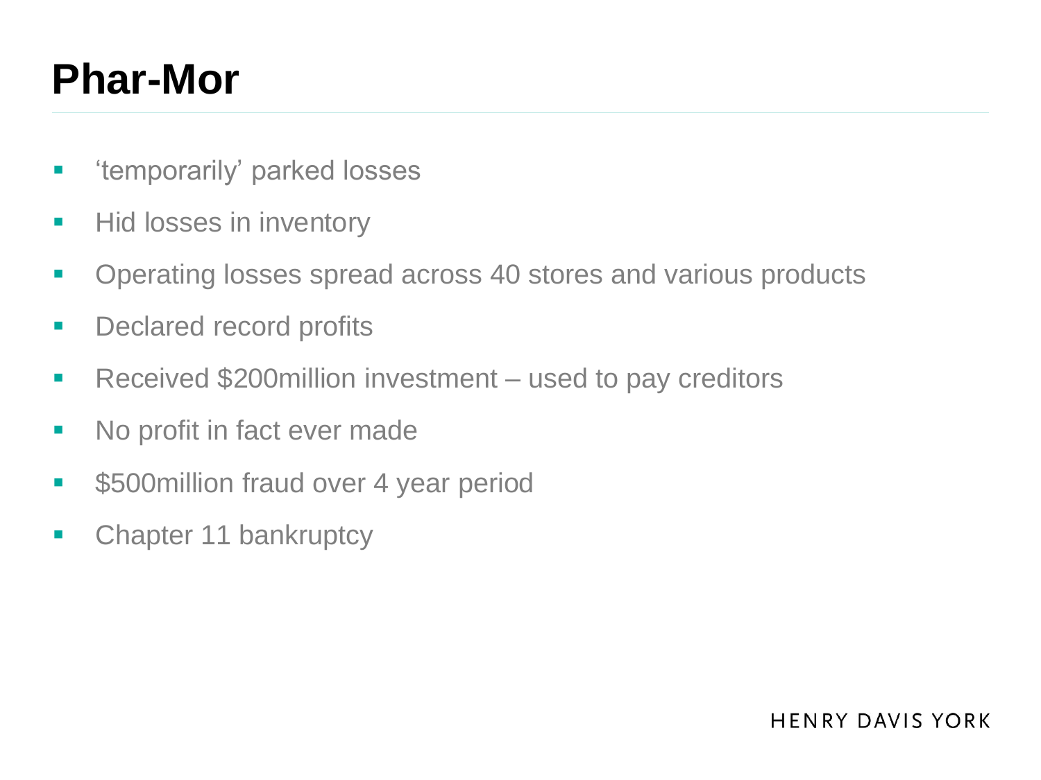# Phar-Mor

- ‘temporarily’ parked losses
- Hid losses in inventory
- Operating losses spread across 40 stores and various products
- Declared record profits
- Received $200million investment – used to pay creditors
- No profit in fact ever made
- $500million fraud over 4 year period
- Chapter 11 bankruptcy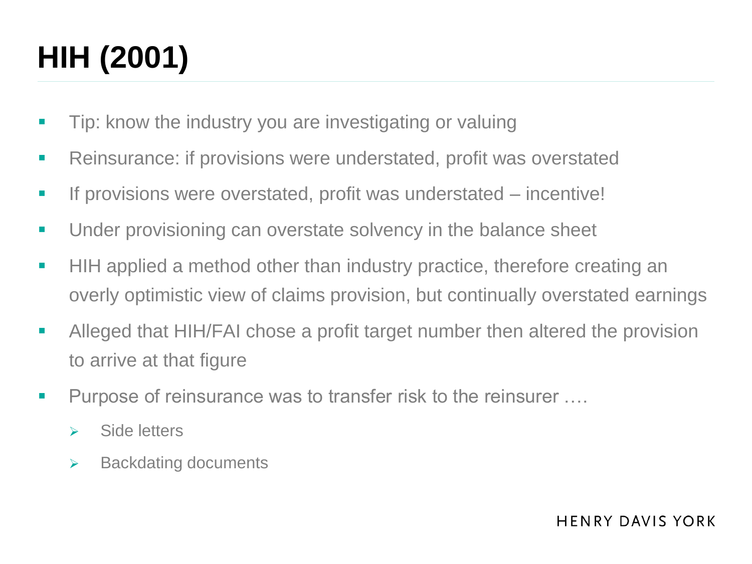# HIH (2001)

- Tip: know the industry you are investigating or valuing
- Reinsurance: if provisions were understated, profit was overstated
- If provisions were overstated, profit was understated – incentive!
- Under provisioning can overstate solvency in the balance sheet
- HIH applied a method other than industry practice, therefore creating an overly optimistic view of claims provision, but continually overstated earnings
- Alleged that HIH/FAI chose a profit target number then altered the provision to arrive at that figure
- Purpose of reinsurance was to transfer risk to the reinsurer ….
  - Side letters
  - Backdating documents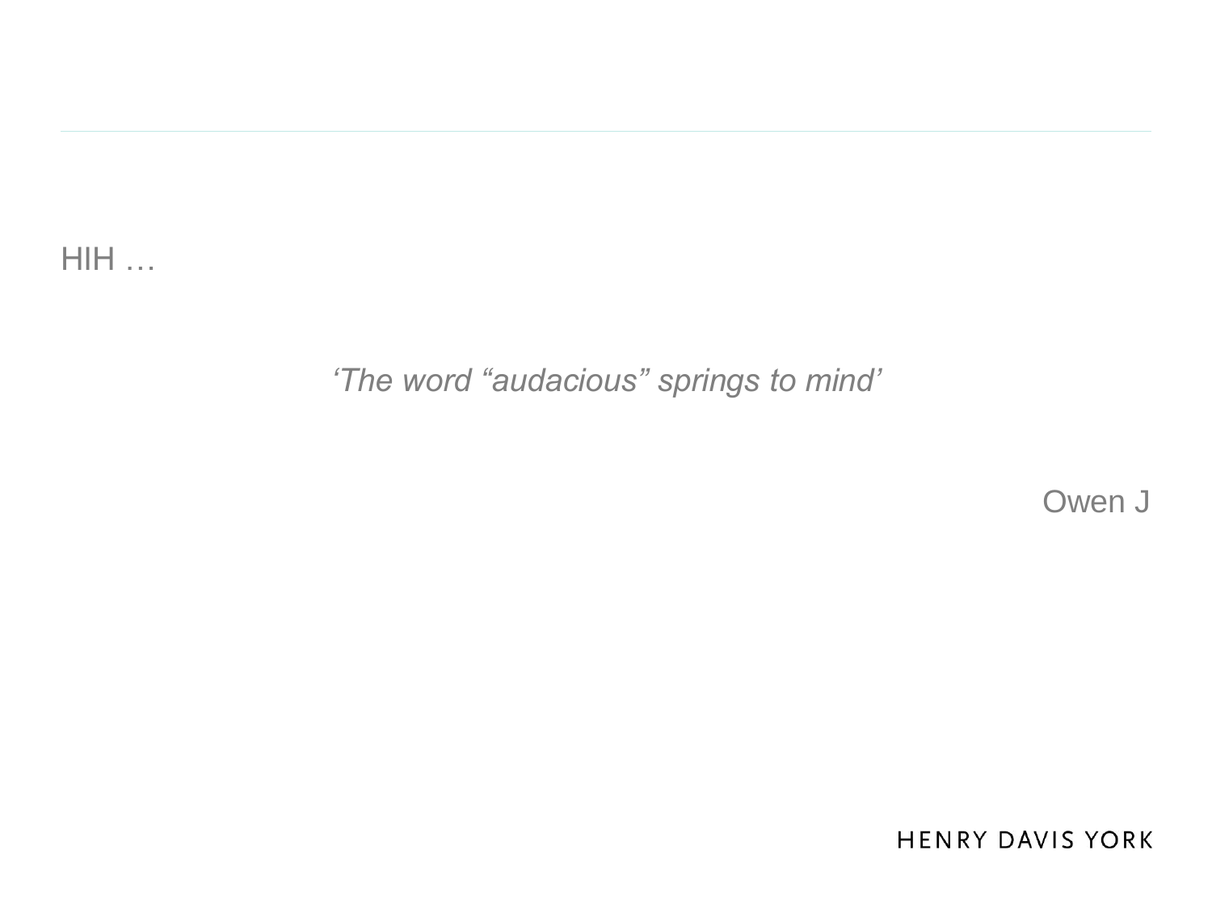HIH …

*‘The word “audacious” springs to mind’*

Owen J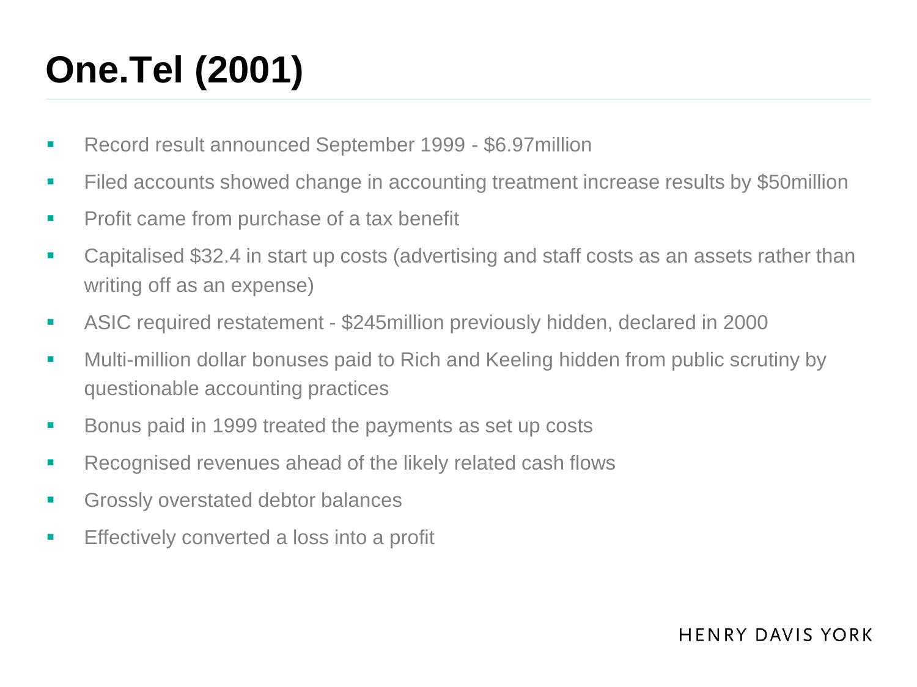# One.Tel (2001)

- Record result announced September 1999 - $6.97million
- Filed accounts showed change in accounting treatment increase results by $50million
- Profit came from purchase of a tax benefit
- Capitalised $32.4 in start up costs (advertising and staff costs as an assets rather than writing off as an expense)
- ASIC required restatement - $245million previously hidden, declared in 2000
- Multi-million dollar bonuses paid to Rich and Keeling hidden from public scrutiny by questionable accounting practices
- Bonus paid in 1999 treated the payments as set up costs
- Recognised revenues ahead of the likely related cash flows
- Grossly overstated debtor balances
- Effectively converted a loss into a profit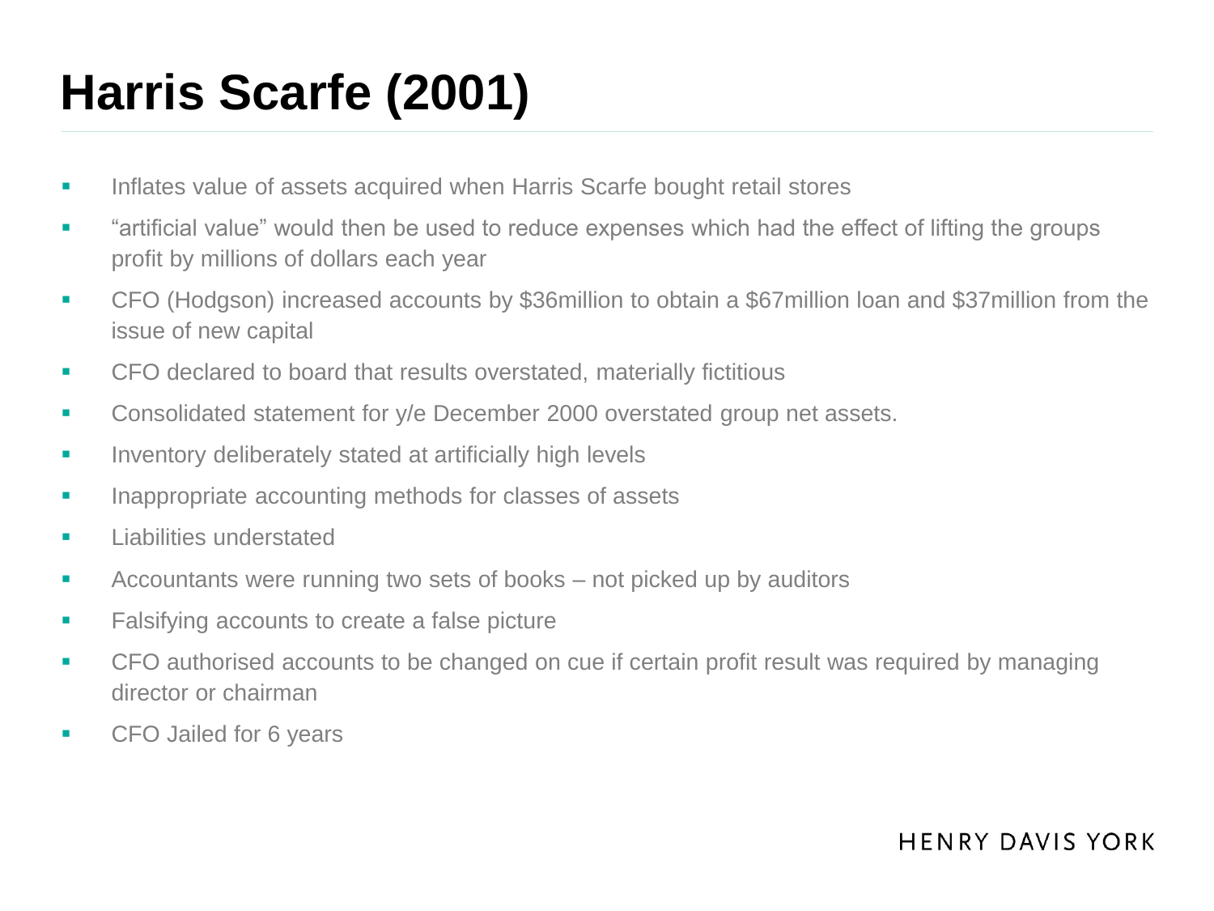# Harris Scarfe (2001)

- Inflates value of assets acquired when Harris Scarfe bought retail stores
- “artificial value” would then be used to reduce expenses which had the effect of lifting the groups profit by millions of dollars each year
- CFO (Hodgson) increased accounts by $36million to obtain a $67million loan and $37million from the issue of new capital
- CFO declared to board that results overstated, materially fictitious
- Consolidated statement for y/e December 2000 overstated group net assets.
- Inventory deliberately stated at artificially high levels
- Inappropriate accounting methods for classes of assets
- Liabilities understated
- Accountants were running two sets of books – not picked up by auditors
- Falsifying accounts to create a false picture
- CFO authorised accounts to be changed on cue if certain profit result was required by managing director or chairman
- CFO Jailed for 6 years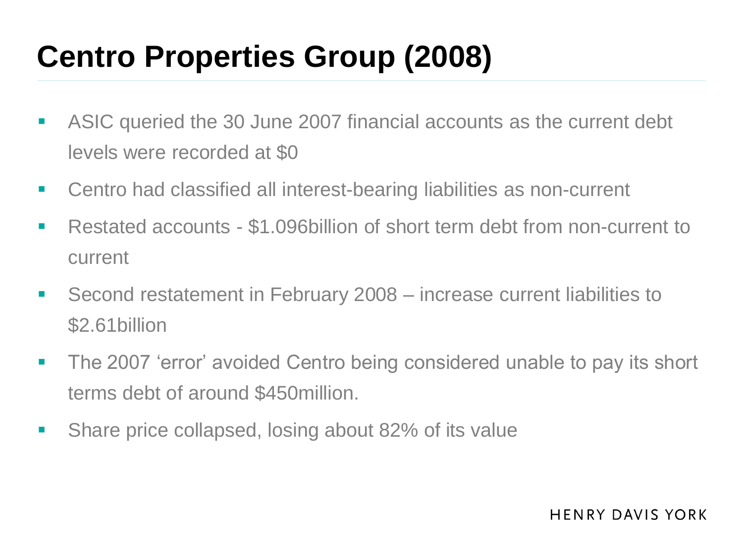# Centro Properties Group (2008)

- ASIC queried the 30 June 2007 financial accounts as the current debt levels were recorded at $0
- Centro had classified all interest-bearing liabilities as non-current
- Restated accounts - $1.096billion of short term debt from non-current to current
- Second restatement in February 2008 – increase current liabilities to $2.61billion
- The 2007 'error' avoided Centro being considered unable to pay its short terms debt of around $450million.
- Share price collapsed, losing about 82% of its value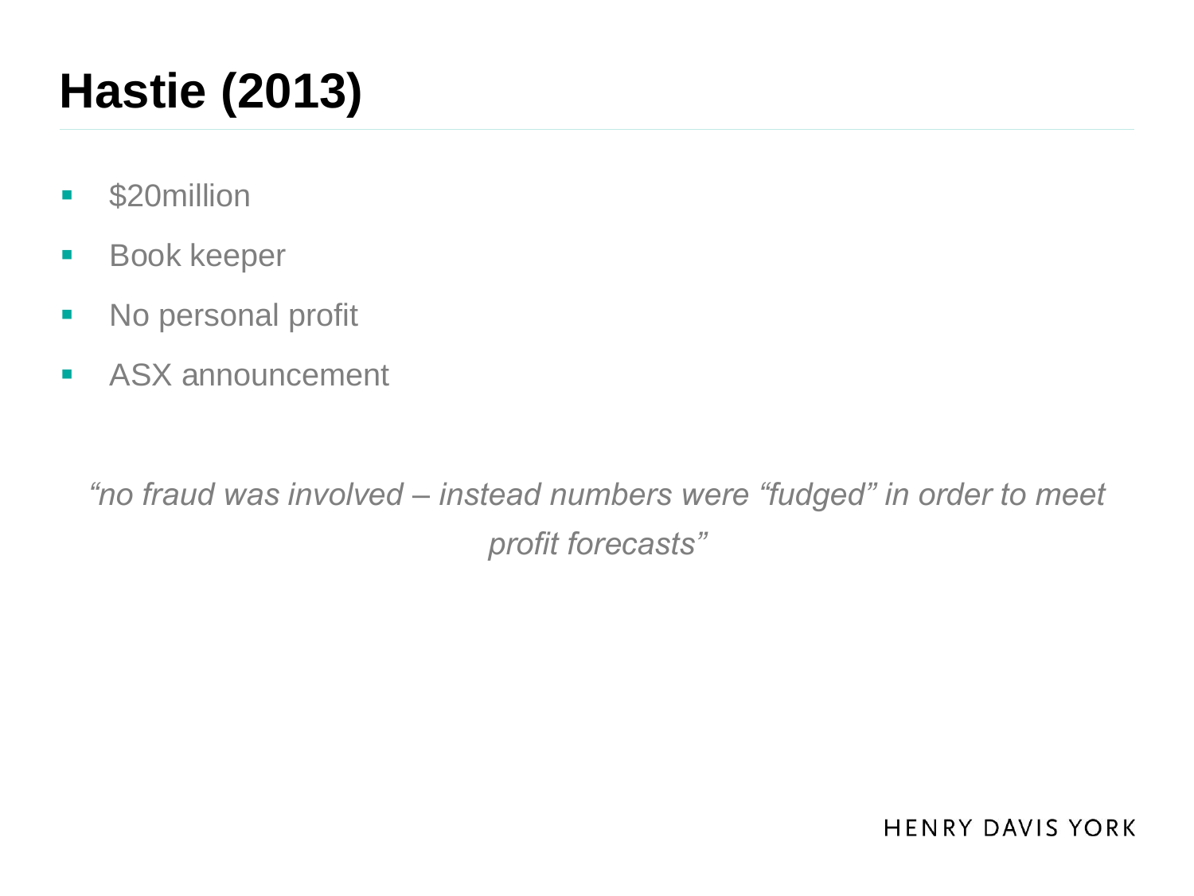# Hastie (2013)

- $20million
- Book keeper
- No personal profit
- ASX announcement

*"no fraud was involved – instead numbers were "fudged" in order to meet profit forecasts"*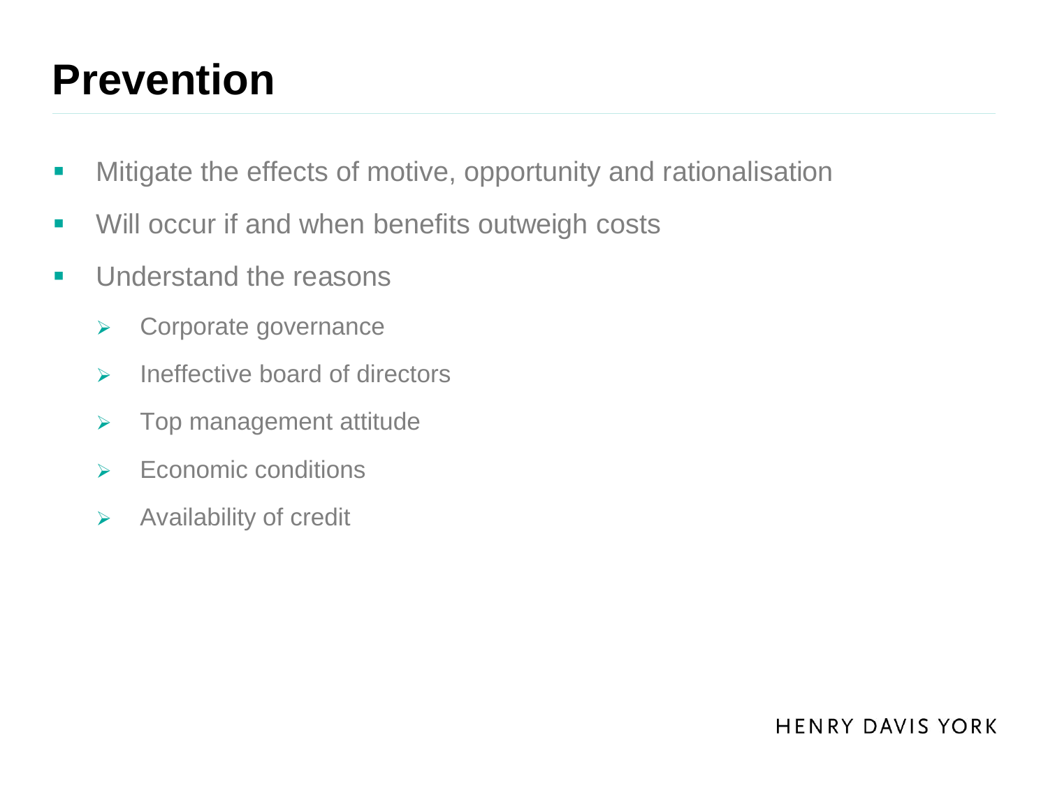# Prevention

- Mitigate the effects of motive, opportunity and rationalisation
- Will occur if and when benefits outweigh costs
- Understand the reasons
  - Corporate governance
  - Ineffective board of directors
  - Top management attitude
  - Economic conditions
  - Availability of credit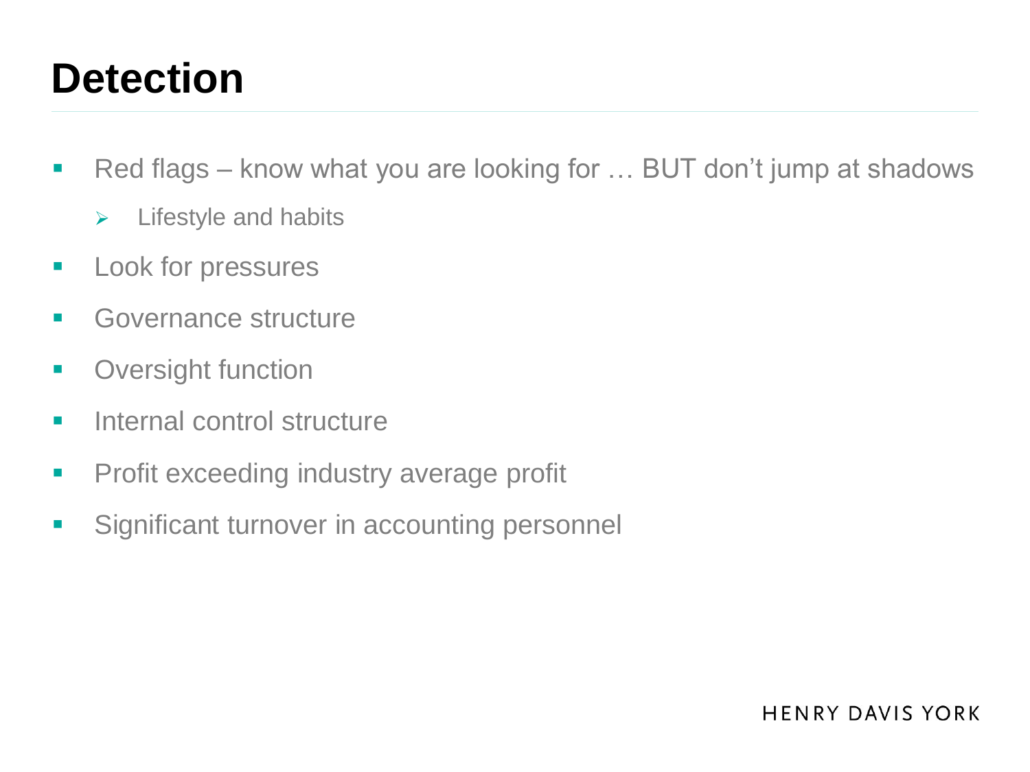# Detection

- Red flags – know what you are looking for … BUT don't jump at shadows
  - Lifestyle and habits
- Look for pressures
- Governance structure
- Oversight function
- Internal control structure
- Profit exceeding industry average profit
- Significant turnover in accounting personnel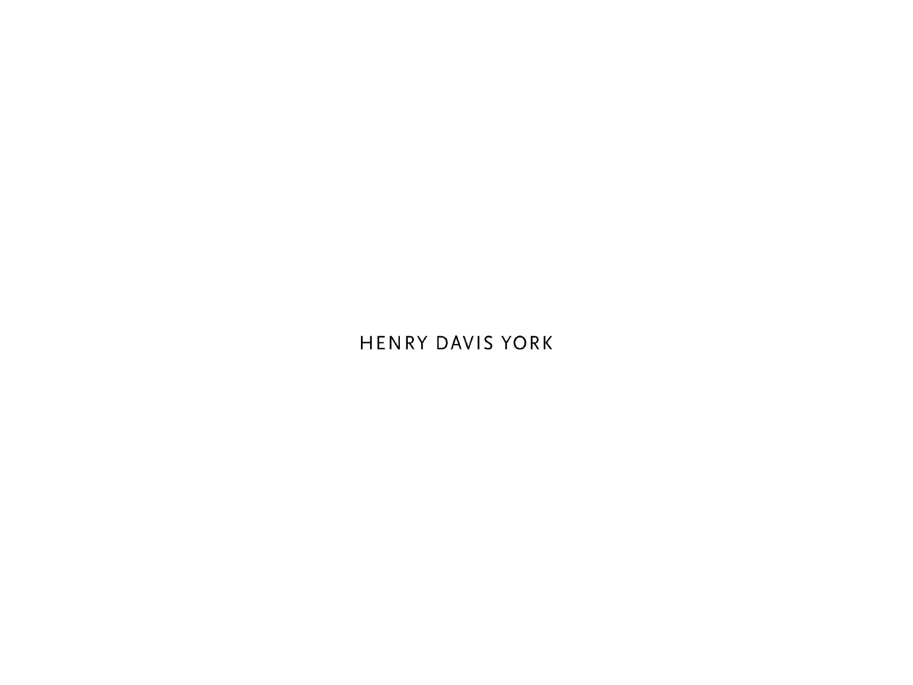HENRY DAVIS YORK